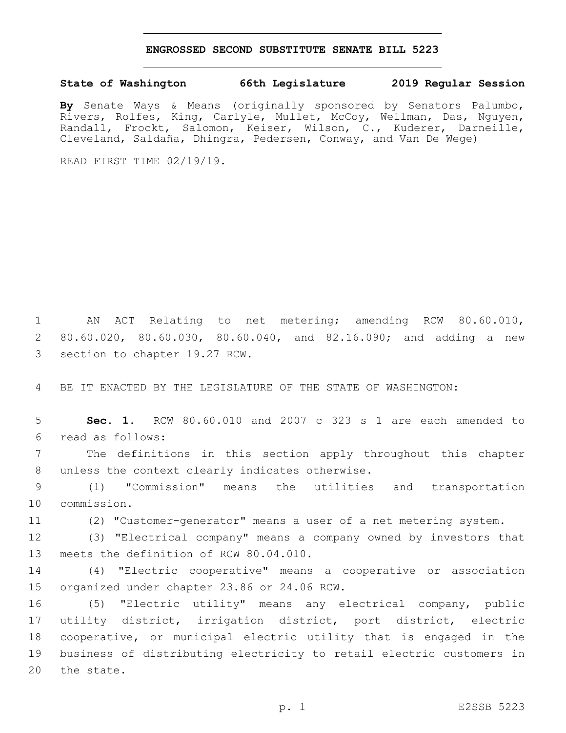# ENGROSSED SECOND SUBSTITUTE SENATE BILL 5223

**State of Washington 66th Legislature 2019 Regular Session**

**By** Senate Ways & Means (originally sponsored by Senators Palumbo, Rivers, Rolfes, King, Carlyle, Mullet, McCoy, Wellman, Das, Nguyen, Randall, Frockt, Salomon, Keiser, Wilson, C., Kuderer, Darneille, Cleveland, Saldaña, Dhingra, Pedersen, Conway, and Van De Wege)

READ FIRST TIME 02/19/19.

AN ACT Relating to net metering; amending RCW 80.60.010, 80.60.020, 80.60.030, 80.60.040, and 82.16.090; and adding a new section to chapter 19.27 RCW.

BE IT ENACTED BY THE LEGISLATURE OF THE STATE OF WASHINGTON:

**Sec. 1.** RCW 80.60.010 and 2007 c 323 s 1 are each amended to read as follows:

The definitions in this section apply throughout this chapter unless the context clearly indicates otherwise.

(1) "Commission" means the utilities and transportation commission.

(2) "Customer-generator" means a user of a net metering system.

(3) "Electrical company" means a company owned by investors that meets the definition of RCW 80.04.010.

(4) "Electric cooperative" means a cooperative or association organized under chapter 23.86 or 24.06 RCW.

(5) "Electric utility" means any electrical company, public utility district, irrigation district, port district, electric cooperative, or municipal electric utility that is engaged in the business of distributing electricity to retail electric customers in the state.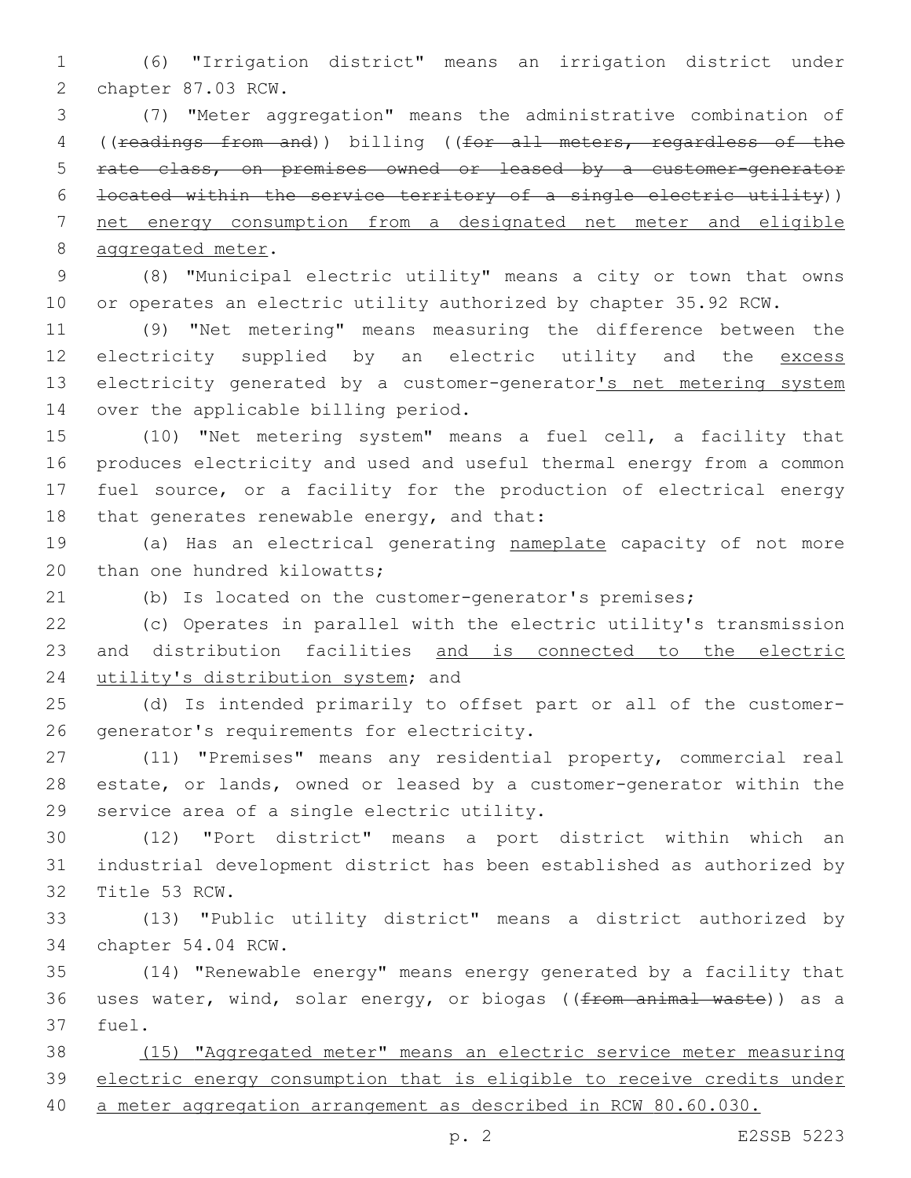(6) "Irrigation district" means an irrigation district under chapter 87.03 RCW.

(7) "Meter aggregation" means the administrative combination of ((~~readings from and~~)) billing ((~~for all meters, regardless of the rate class, on premises owned or leased by a customer-generator located within the service territory of a single electric utility~~)) <u>net energy consumption from a designated net meter and eligible aggregated meter</u>.

(8) "Municipal electric utility" means a city or town that owns or operates an electric utility authorized by chapter 35.92 RCW.

(9) "Net metering" means measuring the difference between the electricity supplied by an electric utility and the <u>excess</u> electricity generated by a customer-generator<u>'s net metering system</u> over the applicable billing period.

(10) "Net metering system" means a fuel cell, a facility that produces electricity and used and useful thermal energy from a common fuel source, or a facility for the production of electrical energy that generates renewable energy, and that:

(a) Has an electrical generating <u>nameplate</u> capacity of not more than one hundred kilowatts;

(b) Is located on the customer-generator's premises;

(c) Operates in parallel with the electric utility's transmission and distribution facilities <u>and is connected to the electric utility's distribution system</u>; and

(d) Is intended primarily to offset part or all of the customer-generator's requirements for electricity.

(11) "Premises" means any residential property, commercial real estate, or lands, owned or leased by a customer-generator within the service area of a single electric utility.

(12) "Port district" means a port district within which an industrial development district has been established as authorized by Title 53 RCW.

(13) "Public utility district" means a district authorized by chapter 54.04 RCW.

(14) "Renewable energy" means energy generated by a facility that uses water, wind, solar energy, or biogas ((~~from animal waste~~)) as a fuel.

<u>(15) "Aggregated meter" means an electric service meter measuring electric energy consumption that is eligible to receive credits under a meter aggregation arrangement as described in RCW 80.60.030.</u>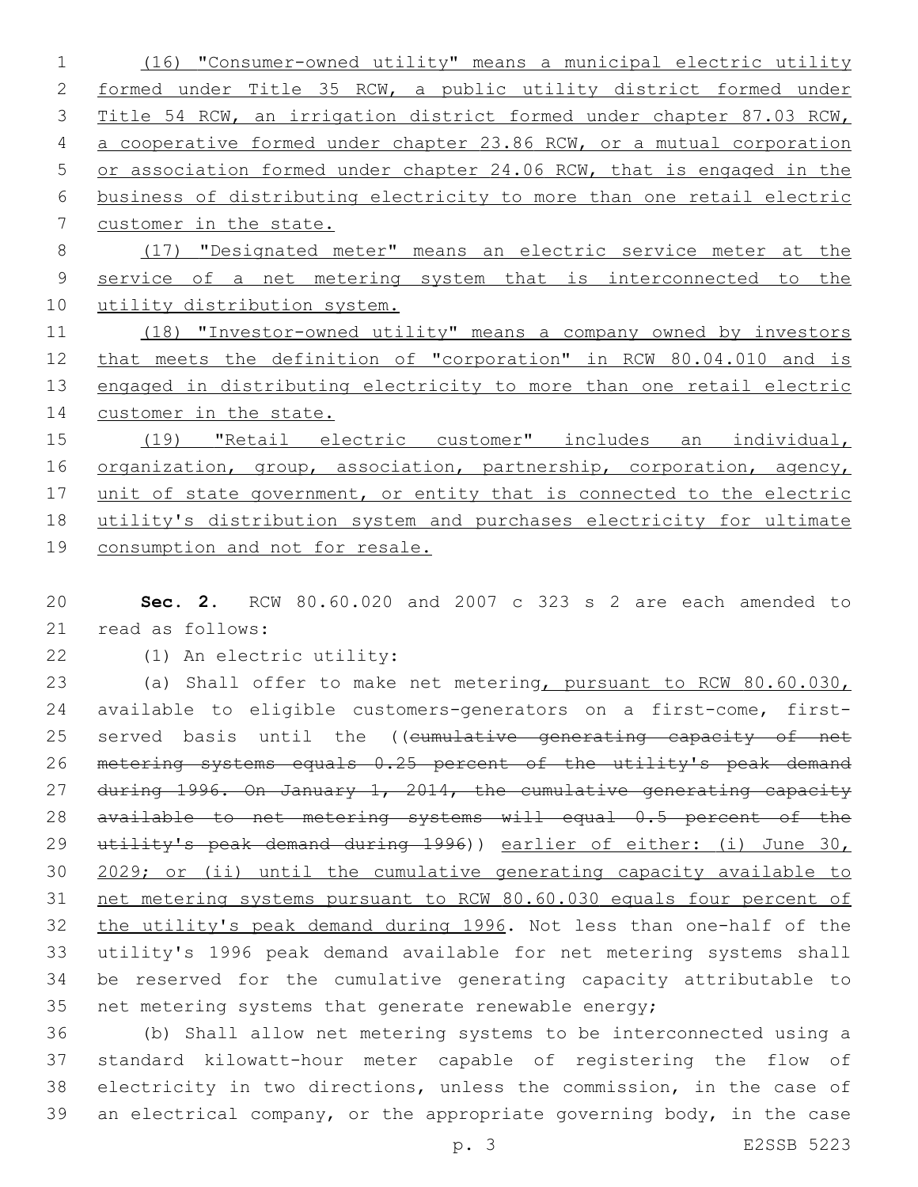(16) "Consumer-owned utility" means a municipal electric utility formed under Title 35 RCW, a public utility district formed under Title 54 RCW, an irrigation district formed under chapter 87.03 RCW, a cooperative formed under chapter 23.86 RCW, or a mutual corporation or association formed under chapter 24.06 RCW, that is engaged in the business of distributing electricity to more than one retail electric customer in the state.

(17) "Designated meter" means an electric service meter at the service of a net metering system that is interconnected to the utility distribution system.

(18) "Investor-owned utility" means a company owned by investors that meets the definition of "corporation" in RCW 80.04.010 and is engaged in distributing electricity to more than one retail electric customer in the state.

(19) "Retail electric customer" includes an individual, organization, group, association, partnership, corporation, agency, unit of state government, or entity that is connected to the electric utility's distribution system and purchases electricity for ultimate consumption and not for resale.

**Sec. 2.** RCW 80.60.020 and 2007 c 323 s 2 are each amended to read as follows:

(1) An electric utility:

(a) Shall offer to make net metering, pursuant to RCW 80.60.030, available to eligible customers-generators on a first-come, first-served basis until the ((~~cumulative generating capacity of net metering systems equals 0.25 percent of the utility's peak demand during 1996. On January 1, 2014, the cumulative generating capacity available to net metering systems will equal 0.5 percent of the utility's peak demand during 1996~~)) earlier of either: (i) June 30, 2029; or (ii) until the cumulative generating capacity available to net metering systems pursuant to RCW 80.60.030 equals four percent of the utility's peak demand during 1996. Not less than one-half of the utility's 1996 peak demand available for net metering systems shall be reserved for the cumulative generating capacity attributable to net metering systems that generate renewable energy;

(b) Shall allow net metering systems to be interconnected using a standard kilowatt-hour meter capable of registering the flow of electricity in two directions, unless the commission, in the case of an electrical company, or the appropriate governing body, in the case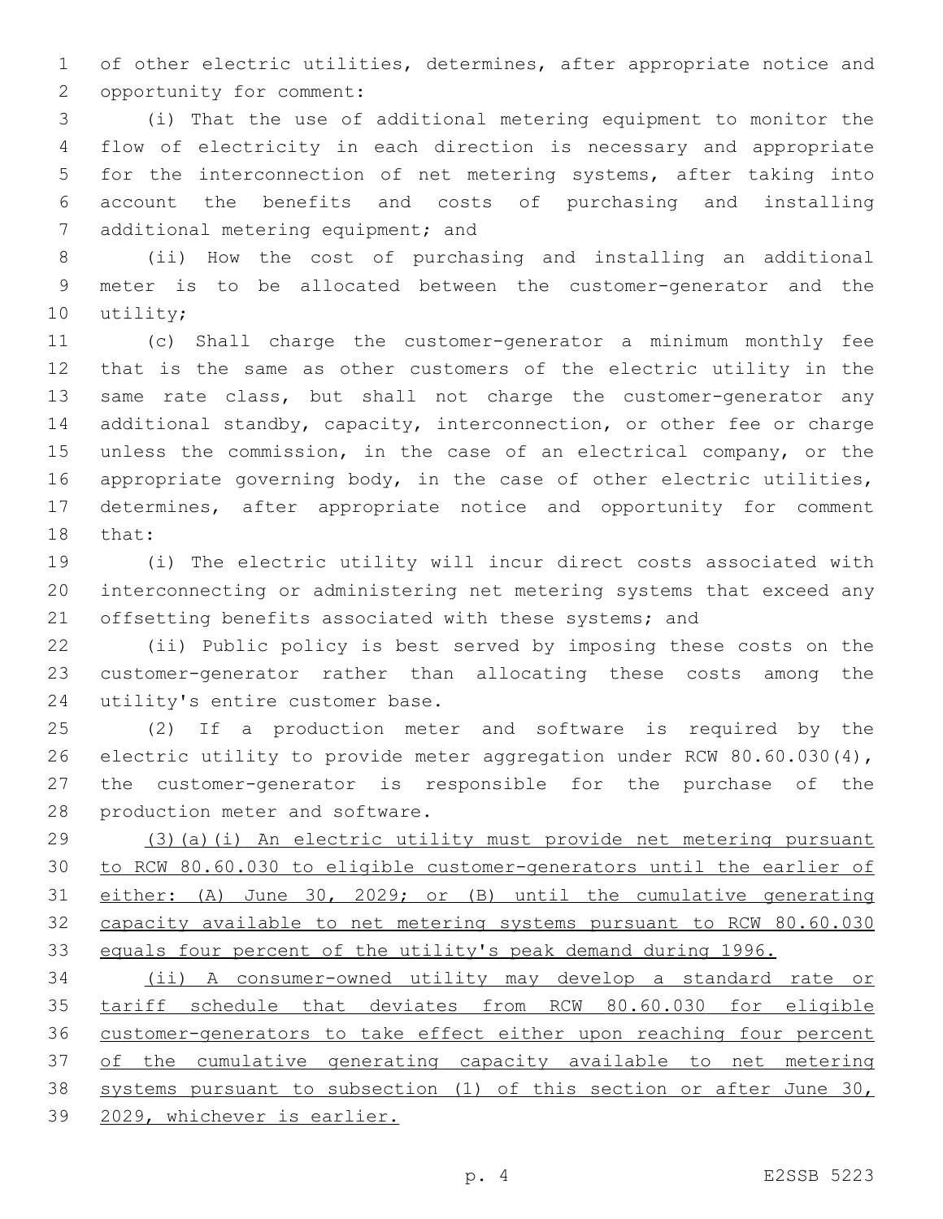of other electric utilities, determines, after appropriate notice and opportunity for comment:

(i) That the use of additional metering equipment to monitor the flow of electricity in each direction is necessary and appropriate for the interconnection of net metering systems, after taking into account the benefits and costs of purchasing and installing additional metering equipment; and

(ii) How the cost of purchasing and installing an additional meter is to be allocated between the customer-generator and the utility;

(c) Shall charge the customer-generator a minimum monthly fee that is the same as other customers of the electric utility in the same rate class, but shall not charge the customer-generator any additional standby, capacity, interconnection, or other fee or charge unless the commission, in the case of an electrical company, or the appropriate governing body, in the case of other electric utilities, determines, after appropriate notice and opportunity for comment that:

(i) The electric utility will incur direct costs associated with interconnecting or administering net metering systems that exceed any offsetting benefits associated with these systems; and

(ii) Public policy is best served by imposing these costs on the customer-generator rather than allocating these costs among the utility's entire customer base.

(2) If a production meter and software is required by the electric utility to provide meter aggregation under RCW 80.60.030(4), the customer-generator is responsible for the purchase of the production meter and software.

<u>(3)(a)(i) An electric utility must provide net metering pursuant to RCW 80.60.030 to eligible customer-generators until the earlier of either: (A) June 30, 2029; or (B) until the cumulative generating capacity available to net metering systems pursuant to RCW 80.60.030 equals four percent of the utility's peak demand during 1996.</u>

<u>(ii) A consumer-owned utility may develop a standard rate or tariff schedule that deviates from RCW 80.60.030 for eligible customer-generators to take effect either upon reaching four percent of the cumulative generating capacity available to net metering systems pursuant to subsection (1) of this section or after June 30, 2029, whichever is earlier.</u>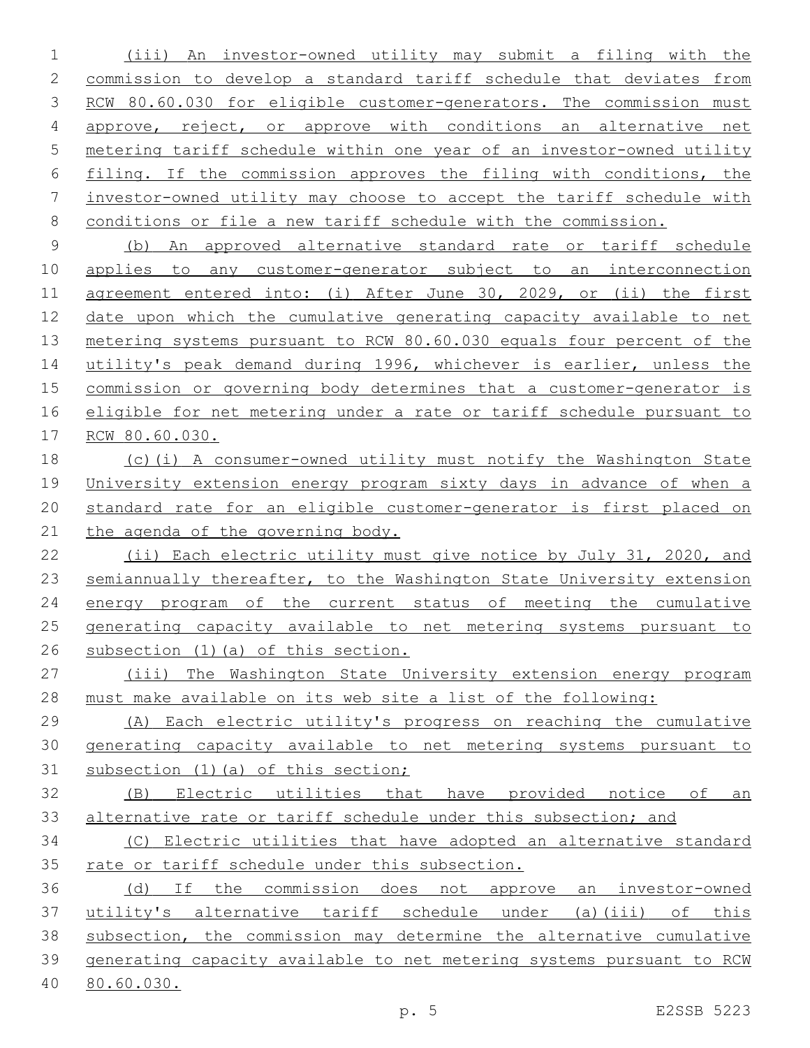(iii) An investor-owned utility may submit a filing with the commission to develop a standard tariff schedule that deviates from RCW 80.60.030 for eligible customer-generators. The commission must approve, reject, or approve with conditions an alternative net metering tariff schedule within one year of an investor-owned utility filing. If the commission approves the filing with conditions, the investor-owned utility may choose to accept the tariff schedule with conditions or file a new tariff schedule with the commission.

(b) An approved alternative standard rate or tariff schedule applies to any customer-generator subject to an interconnection agreement entered into: (i) After June 30, 2029, or (ii) the first date upon which the cumulative generating capacity available to net metering systems pursuant to RCW 80.60.030 equals four percent of the utility's peak demand during 1996, whichever is earlier, unless the commission or governing body determines that a customer-generator is eligible for net metering under a rate or tariff schedule pursuant to RCW 80.60.030.

(c)(i) A consumer-owned utility must notify the Washington State University extension energy program sixty days in advance of when a standard rate for an eligible customer-generator is first placed on the agenda of the governing body.

(ii) Each electric utility must give notice by July 31, 2020, and semiannually thereafter, to the Washington State University extension energy program of the current status of meeting the cumulative generating capacity available to net metering systems pursuant to subsection (1)(a) of this section.

(iii) The Washington State University extension energy program must make available on its web site a list of the following:

(A) Each electric utility's progress on reaching the cumulative generating capacity available to net metering systems pursuant to subsection (1)(a) of this section;

(B) Electric utilities that have provided notice of an alternative rate or tariff schedule under this subsection; and

(C) Electric utilities that have adopted an alternative standard rate or tariff schedule under this subsection.

(d) If the commission does not approve an investor-owned utility's alternative tariff schedule under (a)(iii) of this subsection, the commission may determine the alternative cumulative generating capacity available to net metering systems pursuant to RCW 80.60.030.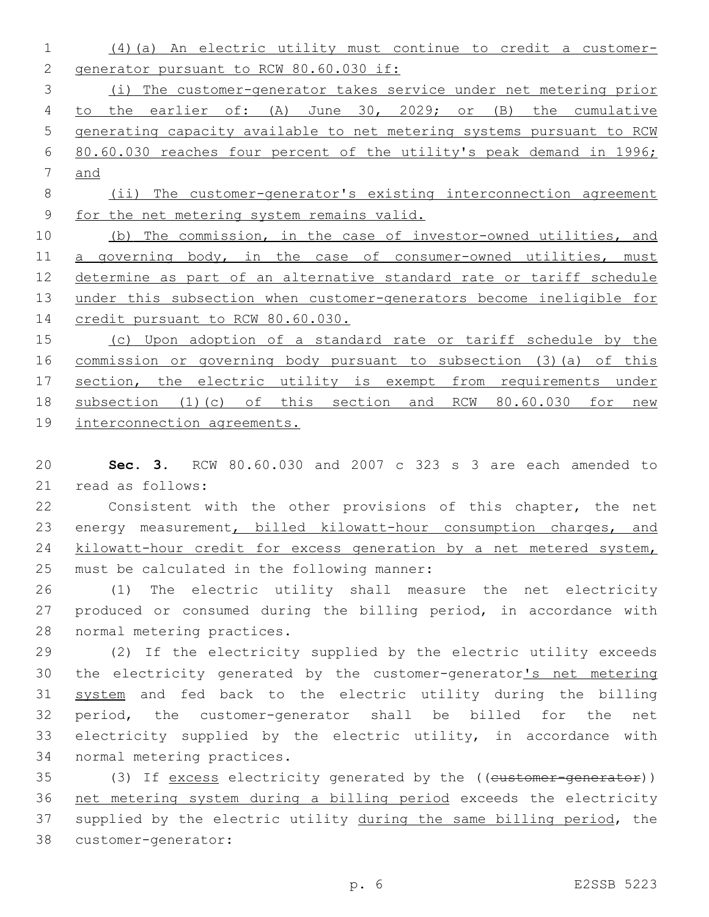(4)(a) An electric utility must continue to credit a customer-generator pursuant to RCW 80.60.030 if:

(i) The customer-generator takes service under net metering prior to the earlier of: (A) June 30, 2029; or (B) the cumulative generating capacity available to net metering systems pursuant to RCW 80.60.030 reaches four percent of the utility's peak demand in 1996; and

(ii) The customer-generator's existing interconnection agreement for the net metering system remains valid.

(b) The commission, in the case of investor-owned utilities, and a governing body, in the case of consumer-owned utilities, must determine as part of an alternative standard rate or tariff schedule under this subsection when customer-generators become ineligible for credit pursuant to RCW 80.60.030.

(c) Upon adoption of a standard rate or tariff schedule by the commission or governing body pursuant to subsection (3)(a) of this section, the electric utility is exempt from requirements under subsection (1)(c) of this section and RCW 80.60.030 for new interconnection agreements.

**Sec. 3.** RCW 80.60.030 and 2007 c 323 s 3 are each amended to read as follows:

Consistent with the other provisions of this chapter, the net energy measurement, billed kilowatt-hour consumption charges, and kilowatt-hour credit for excess generation by a net metered system, must be calculated in the following manner:

(1) The electric utility shall measure the net electricity produced or consumed during the billing period, in accordance with normal metering practices.

(2) If the electricity supplied by the electric utility exceeds the electricity generated by the customer-generator's net metering system and fed back to the electric utility during the billing period, the customer-generator shall be billed for the net electricity supplied by the electric utility, in accordance with normal metering practices.

(3) If excess electricity generated by the ((~~customer-generator~~)) net metering system during a billing period exceeds the electricity supplied by the electric utility during the same billing period, the customer-generator: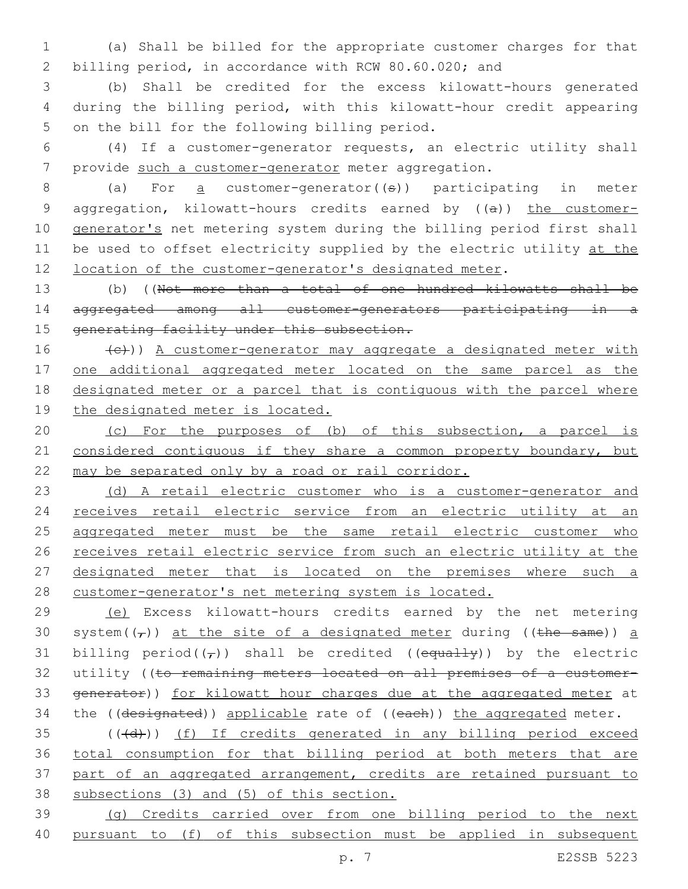(a) Shall be billed for the appropriate customer charges for that billing period, in accordance with RCW 80.60.020; and

(b) Shall be credited for the excess kilowatt-hours generated during the billing period, with this kilowatt-hour credit appearing on the bill for the following billing period.

(4) If a customer-generator requests, an electric utility shall provide <u>such a customer-generator</u> meter aggregation.

(a) For <u>a</u> customer-generator((s)) participating in meter aggregation, kilowatt-hours credits earned by ((a)) <u>the customer-generator's</u> net metering system during the billing period first shall be used to offset electricity supplied by the electric utility <u>at the location of the customer-generator's designated meter</u>.

(b) ((~~Not more than a total of one hundred kilowatts shall be aggregated among all customer-generators participating in a generating facility under this subsection.~~

~~(c)~~)) <u>A customer-generator may aggregate a designated meter with one additional aggregated meter located on the same parcel as the designated meter or a parcel that is contiguous with the parcel where the designated meter is located.</u>

<u>(c) For the purposes of (b) of this subsection, a parcel is considered contiguous if they share a common property boundary, but may be separated only by a road or rail corridor.</u>

<u>(d) A retail electric customer who is a customer-generator and receives retail electric service from an electric utility at an aggregated meter must be the same retail electric customer who receives retail electric service from such an electric utility at the designated meter that is located on the premises where such a customer-generator's net metering system is located.</u>

<u>(e)</u> Excess kilowatt-hours credits earned by the net metering system((~~,~~)) <u>at the site of a designated meter</u> during ((~~the same~~)) <u>a</u> billing period((~~,~~)) shall be credited ((~~equally~~)) by the electric utility ((~~to remaining meters located on all premises of a customer-generator~~)) <u>for kilowatt hour charges due at the aggregated meter</u> at the ((~~designated~~)) <u>applicable</u> rate of ((~~each~~)) <u>the aggregated</u> meter.

((~~(d)~~)) <u>(f) If credits generated in any billing period exceed total consumption for that billing period at both meters that are part of an aggregated arrangement, credits are retained pursuant to subsections (3) and (5) of this section.</u>

<u>(g) Credits carried over from one billing period to the next pursuant to (f) of this subsection must be applied in subsequent</u>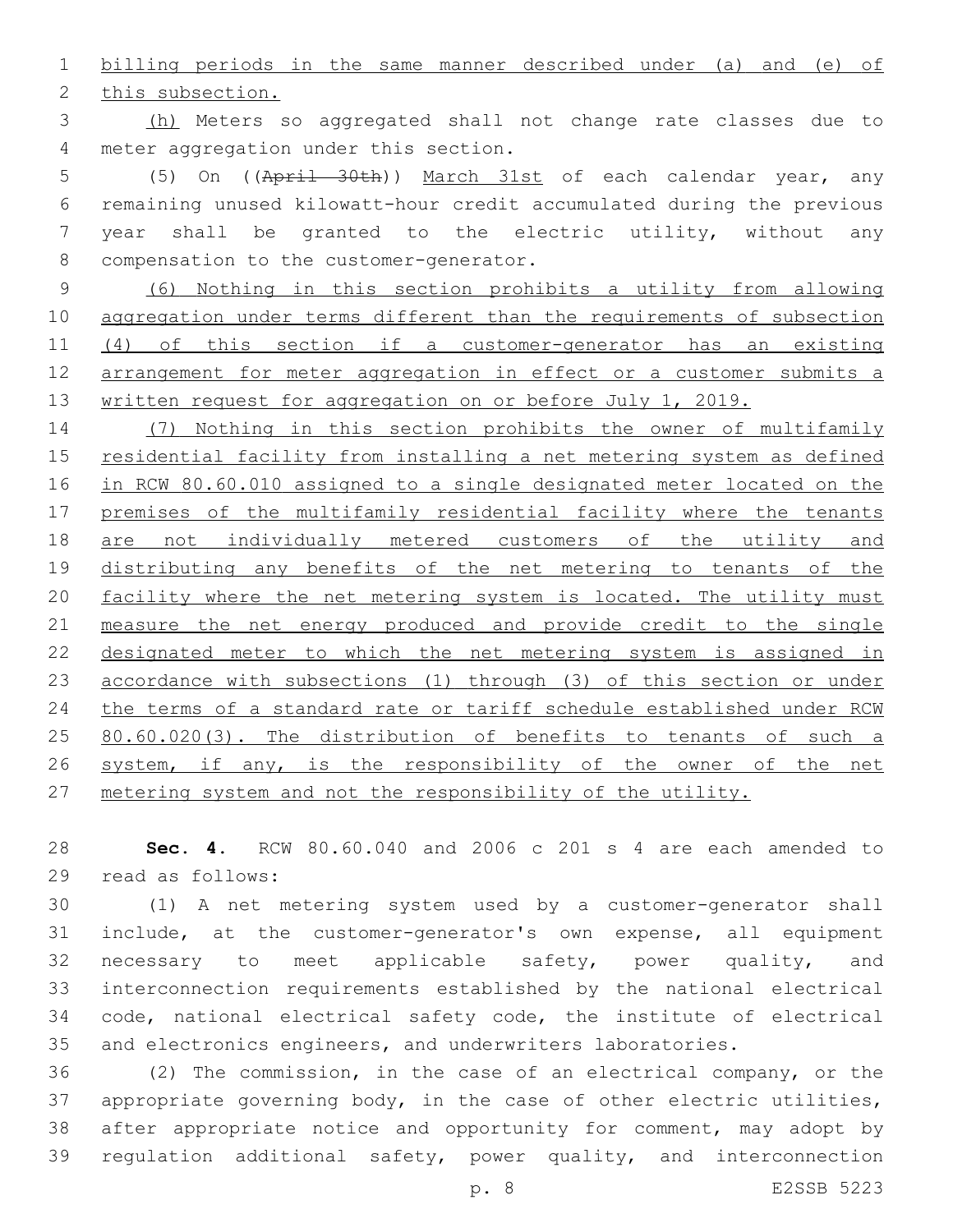billing periods in the same manner described under (a) and (e) of this subsection.

(h) Meters so aggregated shall not change rate classes due to meter aggregation under this section.

(5) On ((April 30th)) March 31st of each calendar year, any remaining unused kilowatt-hour credit accumulated during the previous year shall be granted to the electric utility, without any compensation to the customer-generator.

(6) Nothing in this section prohibits a utility from allowing aggregation under terms different than the requirements of subsection (4) of this section if a customer-generator has an existing arrangement for meter aggregation in effect or a customer submits a written request for aggregation on or before July 1, 2019.

(7) Nothing in this section prohibits the owner of multifamily residential facility from installing a net metering system as defined in RCW 80.60.010 assigned to a single designated meter located on the premises of the multifamily residential facility where the tenants are not individually metered customers of the utility and distributing any benefits of the net metering to tenants of the facility where the net metering system is located. The utility must measure the net energy produced and provide credit to the single designated meter to which the net metering system is assigned in accordance with subsections (1) through (3) of this section or under the terms of a standard rate or tariff schedule established under RCW 80.60.020(3). The distribution of benefits to tenants of such a system, if any, is the responsibility of the owner of the net metering system and not the responsibility of the utility.

**Sec. 4.** RCW 80.60.040 and 2006 c 201 s 4 are each amended to read as follows:

(1) A net metering system used by a customer-generator shall include, at the customer-generator's own expense, all equipment necessary to meet applicable safety, power quality, and interconnection requirements established by the national electrical code, national electrical safety code, the institute of electrical and electronics engineers, and underwriters laboratories.

(2) The commission, in the case of an electrical company, or the appropriate governing body, in the case of other electric utilities, after appropriate notice and opportunity for comment, may adopt by regulation additional safety, power quality, and interconnection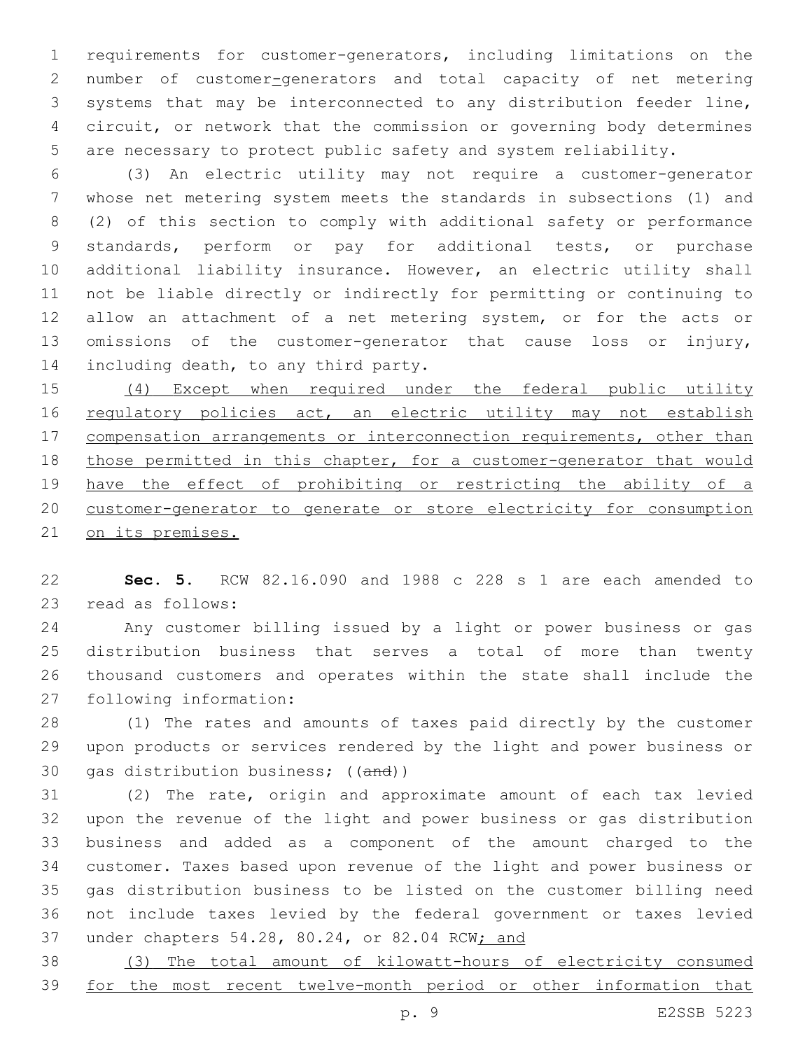requirements for customer-generators, including limitations on the number of customer-generators and total capacity of net metering systems that may be interconnected to any distribution feeder line, circuit, or network that the commission or governing body determines are necessary to protect public safety and system reliability.

(3) An electric utility may not require a customer-generator whose net metering system meets the standards in subsections (1) and (2) of this section to comply with additional safety or performance standards, perform or pay for additional tests, or purchase additional liability insurance. However, an electric utility shall not be liable directly or indirectly for permitting or continuing to allow an attachment of a net metering system, or for the acts or omissions of the customer-generator that cause loss or injury, including death, to any third party.

<u>(4) Except when required under the federal public utility regulatory policies act, an electric utility may not establish compensation arrangements or interconnection requirements, other than those permitted in this chapter, for a customer-generator that would have the effect of prohibiting or restricting the ability of a customer-generator to generate or store electricity for consumption on its premises.</u>

**Sec. 5.** RCW 82.16.090 and 1988 c 228 s 1 are each amended to read as follows:

Any customer billing issued by a light or power business or gas distribution business that serves a total of more than twenty thousand customers and operates within the state shall include the following information:

(1) The rates and amounts of taxes paid directly by the customer upon products or services rendered by the light and power business or gas distribution business; ((~~and~~))

(2) The rate, origin and approximate amount of each tax levied upon the revenue of the light and power business or gas distribution business and added as a component of the amount charged to the customer. Taxes based upon revenue of the light and power business or gas distribution business to be listed on the customer billing need not include taxes levied by the federal government or taxes levied under chapters 54.28, 80.24, or 82.04 RCW<u>; and</u>

<u>(3) The total amount of kilowatt-hours of electricity consumed for the most recent twelve-month period or other information that</u>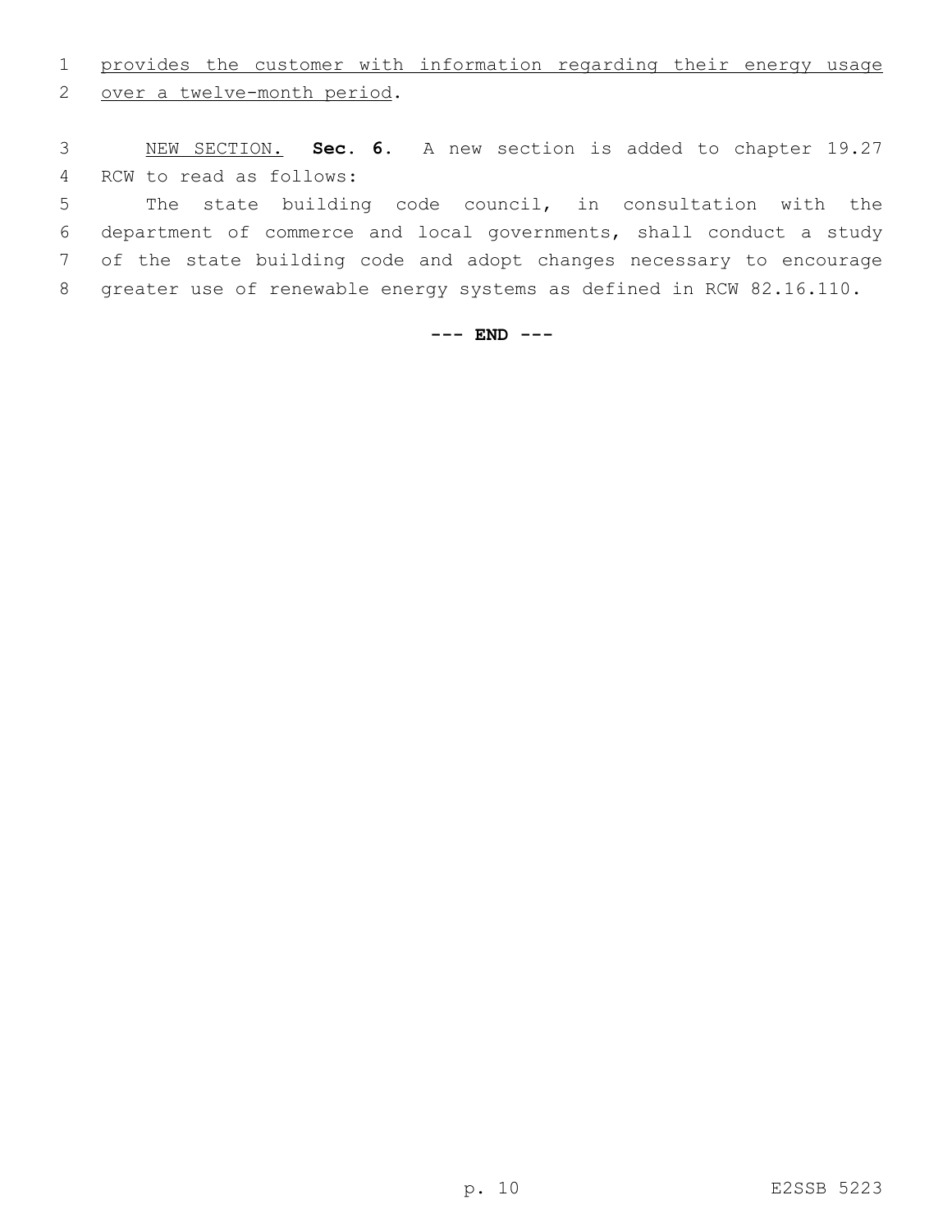provides the customer with information regarding their energy usage over a twelve-month period.

NEW SECTION. **Sec. 6.** A new section is added to chapter 19.27 RCW to read as follows:

The state building code council, in consultation with the department of commerce and local governments, shall conduct a study of the state building code and adopt changes necessary to encourage greater use of renewable energy systems as defined in RCW 82.16.110.

**--- END ---**